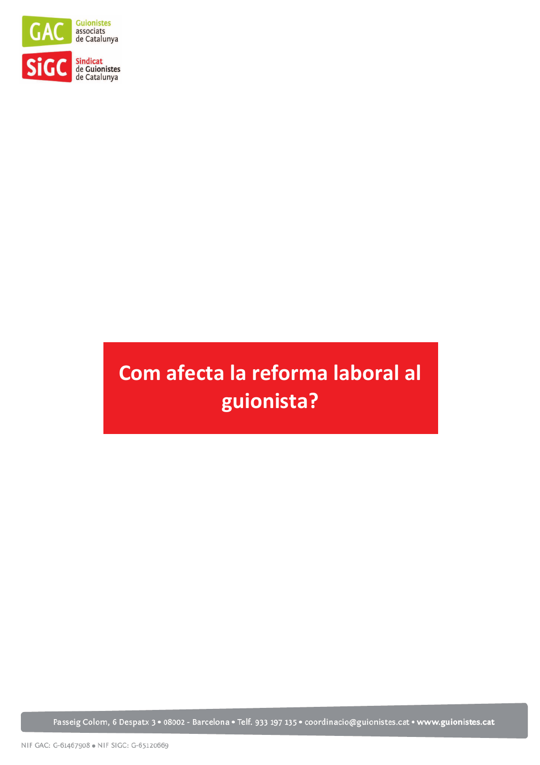GAC Guionistes associats de Catalunya

SiGC Sindicat de Guionistes de Catalunya

# Com afecta la reforma laboral al guionista?

Passeig Colom, 6 Despatx 3 • 08002 - Barcelona • Telf. 933 197 135 • coordinacio@guionistes.cat • www.guionistes.cat

NIF GAC: G-61467908 • NIF SIGC: G-65120669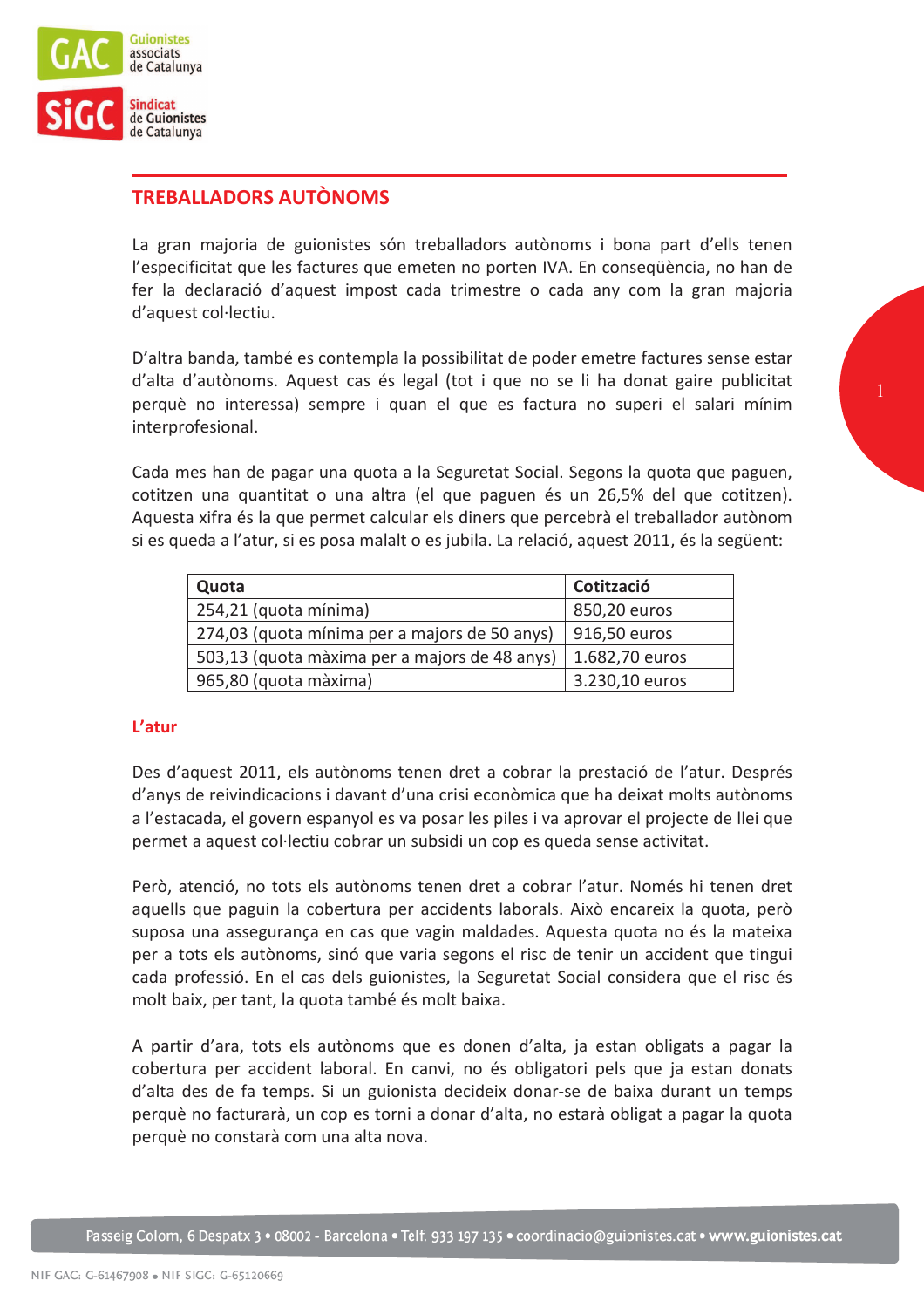## TREBALLADORS AUTÒNOMS

La gran majoria de guionistes són treballadors autònoms i bona part d'ells tenen l'especificitat que les factures que emeten no porten IVA. En conseqüència, no han de fer la declaració d'aquest impost cada trimestre o cada any com la gran majoria d'aquest col·lectiu.

D'altra banda, també es contempla la possibilitat de poder emetre factures sense estar d'alta d'autònoms. Aquest cas és legal (tot i que no se li ha donat gaire publicitat perquè no interessa) sempre i quan el que es factura no superi el salari mínim interprofesional.

Cada mes han de pagar una quota a la Seguretat Social. Segons la quota que paguen, cotitzen una quantitat o una altra (el que paguen és un 26,5% del que cotitzen). Aquesta xifra és la que permet calcular els diners que percebrà el treballador autònom si es queda a l'atur, si es posa malalt o es jubila. La relació, aquest 2011, és la següent:

| Quota | Cotització |
|---|---|
| 254,21 (quota mínima) | 850,20 euros |
| 274,03 (quota mínima per a majors de 50 anys) | 916,50 euros |
| 503,13 (quota màxima per a majors de 48 anys) | 1.682,70 euros |
| 965,80 (quota màxima) | 3.230,10 euros |

### L'atur

Des d'aquest 2011, els autònoms tenen dret a cobrar la prestació de l'atur. Després d'anys de reivindicacions i davant d'una crisi econòmica que ha deixat molts autònoms a l'estacada, el govern espanyol es va posar les piles i va aprovar el projecte de llei que permet a aquest col·lectiu cobrar un subsidi un cop es queda sense activitat.

Però, atenció, no tots els autònoms tenen dret a cobrar l'atur. Només hi tenen dret aquells que paguin la cobertura per accidents laborals. Això encareix la quota, però suposa una assegurança en cas que vagin maldades. Aquesta quota no és la mateixa per a tots els autònoms, sinó que varia segons el risc de tenir un accident que tingui cada professió. En el cas dels guionistes, la Seguretat Social considera que el risc és molt baix, per tant, la quota també és molt baixa.

A partir d'ara, tots els autònoms que es donen d'alta, ja estan obligats a pagar la cobertura per accident laboral. En canvi, no és obligatori pels que ja estan donats d'alta des de fa temps. Si un guionista decideix donar-se de baixa durant un temps perquè no facturarà, un cop es torni a donar d'alta, no estarà obligat a pagar la quota perquè no constarà com una alta nova.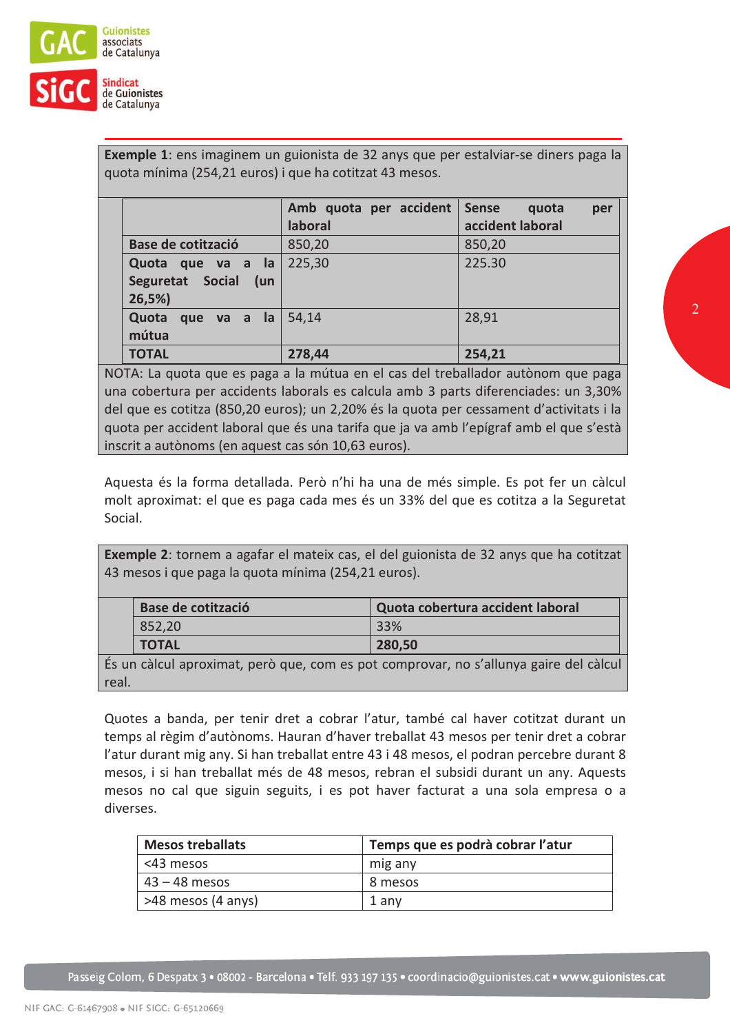**Exemple 1**: ens imaginem un guionista de 32 anys que per estalviar-se diners paga la quota mínima (254,21 euros) i que ha cotitzat 43 mesos.

| | Amb quota per accident laboral | Sense quota per accident laboral |
|---|---|---|
| **Base de cotització** | 850,20 | 850,20 |
| **Quota que va a la Seguretat Social (un 26,5%)** | 225,30 | 225.30 |
| **Quota que va a la mútua** | 54,14 | 28,91 |
| **TOTAL** | **278,44** | **254,21** |

NOTA: La quota que es paga a la mútua en el cas del treballador autònom que paga una cobertura per accidents laborals es calcula amb 3 parts diferenciades: un 3,30% del que es cotitza (850,20 euros); un 2,20% és la quota per cessament d'activitats i la quota per accident laboral que és una tarifa que ja va amb l'epígraf amb el que s'està inscrit a autònoms (en aquest cas són 10,63 euros).

Aquesta és la forma detallada. Però n'hi ha una de més simple. Es pot fer un càlcul molt aproximat: el que es paga cada mes és un 33% del que es cotitza a la Seguretat Social.

**Exemple 2**: tornem a agafar el mateix cas, el del guionista de 32 anys que ha cotitzat 43 mesos i que paga la quota mínima (254,21 euros).

| Base de cotització | Quota cobertura accident laboral |
|---|---|
| 852,20 | 33% |
| **TOTAL** | **280,50** |

És un càlcul aproximat, però que, com es pot comprovar, no s'allunya gaire del càlcul real.

Quotes a banda, per tenir dret a cobrar l'atur, també cal haver cotitzat durant un temps al règim d'autònoms. Hauran d'haver treballat 43 mesos per tenir dret a cobrar l'atur durant mig any. Si han treballat entre 43 i 48 mesos, el podran percebre durant 8 mesos, i si han treballat més de 48 mesos, rebran el subsidi durant un any. Aquests mesos no cal que siguin seguits, i es pot haver facturat a una sola empresa o a diverses.

| Mesos treballats | Temps que es podrà cobrar l'atur |
|---|---|
| <43 mesos | mig any |
| 43 – 48 mesos | 8 mesos |
| >48 mesos (4 anys) | 1 any |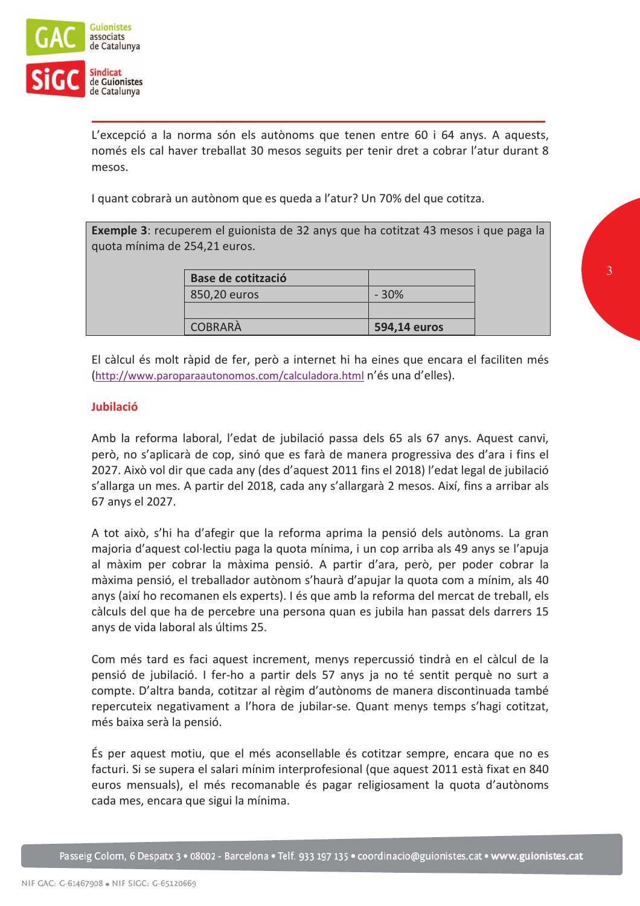L'excepció a la norma són els autònoms que tenen entre 60 i 64 anys. A aquests, només els cal haver treballat 30 mesos seguits per tenir dret a cobrar l'atur durant 8 mesos.

I quant cobrarà un autònom que es queda a l'atur? Un 70% del que cotitza.

**Exemple 3**: recuperem el guionista de 32 anys que ha cotitzat 43 mesos i que paga la quota mínima de 254,21 euros.

| **Base de cotització** | |
|---|---|
| 850,20 euros | - 30% |
| | |
| COBRARÀ | **594,14 euros** |

El càlcul és molt ràpid de fer, però a internet hi ha eines que encara el faciliten més (http://www.paroparaautonomos.com/calculadora.html n'és una d'elles).

## Jubilació

Amb la reforma laboral, l'edat de jubilació passa dels 65 als 67 anys. Aquest canvi, però, no s'aplicarà de cop, sinó que es farà de manera progressiva des d'ara i fins el 2027. Això vol dir que cada any (des d'aquest 2011 fins el 2018) l'edat legal de jubilació s'allarga un mes. A partir del 2018, cada any s'allargarà 2 mesos. Així, fins a arribar als 67 anys el 2027.

A tot això, s'hi ha d'afegir que la reforma aprima la pensió dels autònoms. La gran majoria d'aquest col·lectiu paga la quota mínima, i un cop arriba als 49 anys se l'apuja al màxim per cobrar la màxima pensió. A partir d'ara, però, per poder cobrar la màxima pensió, el treballador autònom s'haurà d'apujar la quota com a mínim, als 40 anys (així ho recomanen els experts). I és que amb la reforma del mercat de treball, els càlculs del que ha de percebre una persona quan es jubila han passat dels darrers 15 anys de vida laboral als últims 25.

Com més tard es faci aquest increment, menys repercussió tindrà en el càlcul de la pensió de jubilació. I fer-ho a partir dels 57 anys ja no té sentit perquè no surt a compte. D'altra banda, cotitzar al règim d'autònoms de manera discontinuada també repercuteix negativament a l'hora de jubilar-se. Quant menys temps s'hagi cotitzat, més baixa serà la pensió.

És per aquest motiu, que el més aconsellable és cotitzar sempre, encara que no es facturi. Si se supera el salari mínim interprofesional (que aquest 2011 està fixat en 840 euros mensuals), el més recomanable és pagar religiosament la quota d'autònoms cada mes, encara que sigui la mínima.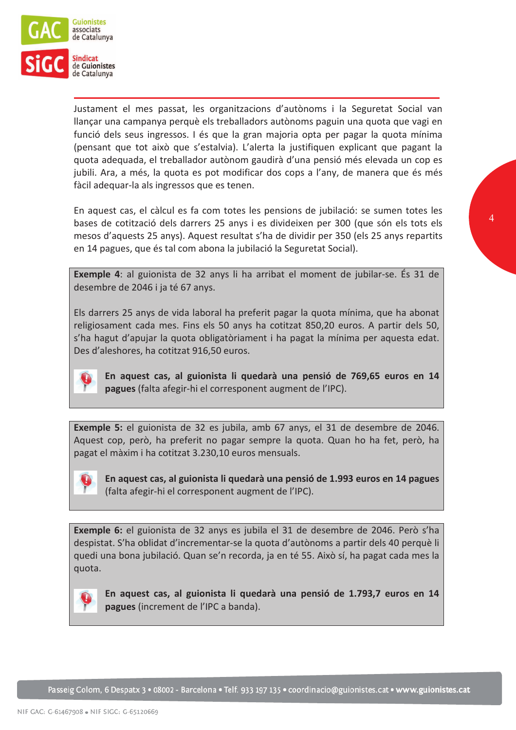Justament el mes passat, les organitzacions d'autònoms i la Seguretat Social van llançar una campanya perquè els treballadors autònoms paguin una quota que vagi en funció dels seus ingressos. I és que la gran majoria opta per pagar la quota mínima (pensant que tot això que s'estalvia). L'alerta la justifiquen explicant que pagant la quota adequada, el treballador autònom gaudirà d'una pensió més elevada un cop es jubili. Ara, a més, la quota es pot modificar dos cops a l'any, de manera que és més fàcil adequar-la als ingressos que es tenen.

En aquest cas, el càlcul es fa com totes les pensions de jubilació: se sumen totes les bases de cotització dels darrers 25 anys i es divideixen per 300 (que són els tots els mesos d'aquests 25 anys). Aquest resultat s'ha de dividir per 350 (els 25 anys repartits en 14 pagues, que és tal com abona la jubilació la Seguretat Social).

**Exemple 4**: al guionista de 32 anys li ha arribat el moment de jubilar-se. És 31 de desembre de 2046 i ja té 67 anys.

Els darrers 25 anys de vida laboral ha preferit pagar la quota mínima, que ha abonat religiosament cada mes. Fins els 50 anys ha cotitzat 850,20 euros. A partir dels 50, s'ha hagut d'apujar la quota obligatòriament i ha pagat la mínima per aquesta edat. Des d'aleshores, ha cotitzat 916,50 euros.

**En aquest cas, al guionista li quedarà una pensió de 769,65 euros en 14 pagues** (falta afegir-hi el corresponent augment de l'IPC).

**Exemple 5:** el guionista de 32 es jubila, amb 67 anys, el 31 de desembre de 2046. Aquest cop, però, ha preferit no pagar sempre la quota. Quan ho ha fet, però, ha pagat el màxim i ha cotitzat 3.230,10 euros mensuals.

**En aquest cas, al guionista li quedarà una pensió de 1.993 euros en 14 pagues** (falta afegir-hi el corresponent augment de l'IPC).

**Exemple 6:** el guionista de 32 anys es jubila el 31 de desembre de 2046. Però s'ha despistat. S'ha oblidat d'incrementar-se la quota d'autònoms a partir dels 40 perquè li quedi una bona jubilació. Quan se'n recorda, ja en té 55. Això sí, ha pagat cada mes la quota.

**En aquest cas, al guionista li quedarà una pensió de 1.793,7 euros en 14 pagues** (increment de l'IPC a banda).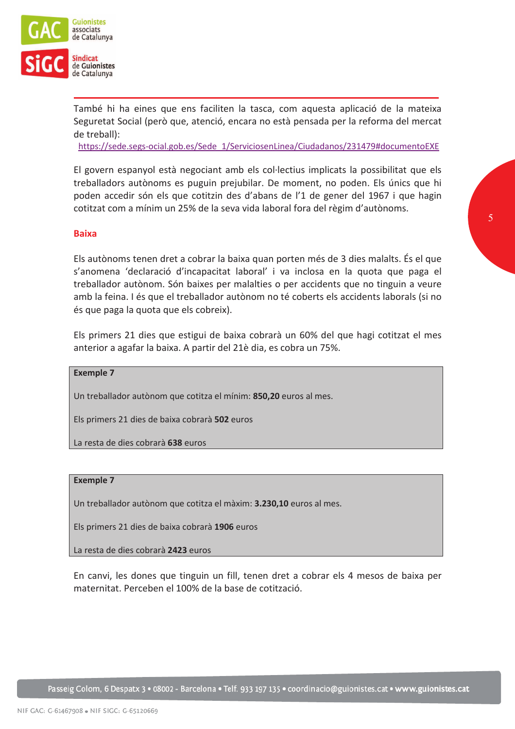També hi ha eines que ens faciliten la tasca, com aquesta aplicació de la mateixa Seguretat Social (però que, atenció, encara no està pensada per la reforma del mercat de treball):
https://sede.segs-ocial.gob.es/Sede_1/ServiciosenLinea/Ciudadanos/231479#documentoEXE

El govern espanyol està negociant amb els col·lectius implicats la possibilitat que els treballadors autònoms es puguin prejubilar. De moment, no poden. Els únics que hi poden accedir són els que cotitzin des d'abans de l'1 de gener del 1967 i que hagin cotitzat com a mínim un 25% de la seva vida laboral fora del règim d'autònoms.

## Baixa

Els autònoms tenen dret a cobrar la baixa quan porten més de 3 dies malalts. És el que s'anomena 'declaració d'incapacitat laboral' i va inclosa en la quota que paga el treballador autònom. Són baixes per malalties o per accidents que no tinguin a veure amb la feina. I és que el treballador autònom no té coberts els accidents laborals (si no és que paga la quota que els cobreix).

Els primers 21 dies que estigui de baixa cobrarà un 60% del que hagi cotitzat el mes anterior a agafar la baixa. A partir del 21è dia, es cobra un 75%.

> **Exemple 7**
>
> Un treballador autònom que cotitza el mínim: **850,20** euros al mes.
>
> Els primers 21 dies de baixa cobrarà **502** euros
>
> La resta de dies cobrarà **638** euros

> **Exemple 7**
>
> Un treballador autònom que cotitza el màxim: **3.230,10** euros al mes.
>
> Els primers 21 dies de baixa cobrarà **1906** euros
>
> La resta de dies cobrarà **2423** euros

En canvi, les dones que tinguin un fill, tenen dret a cobrar els 4 mesos de baixa per maternitat. Perceben el 100% de la base de cotització.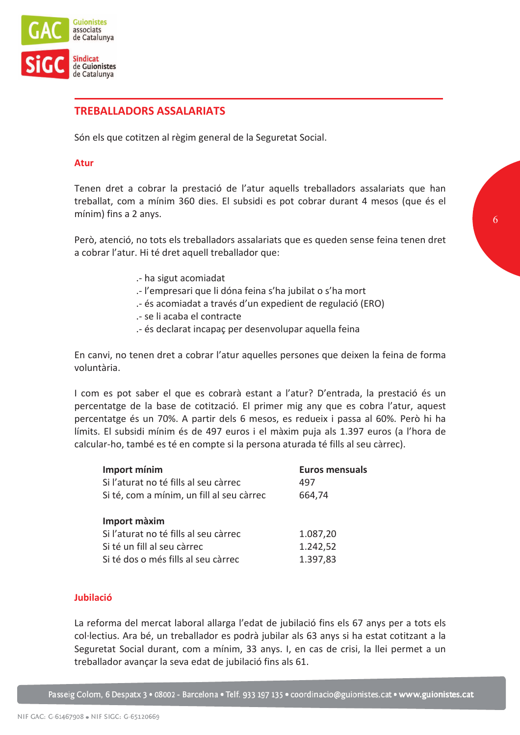## TREBALLADORS ASSALARIATS

Són els que cotitzen al règim general de la Seguretat Social.

### Atur

Tenen dret a cobrar la prestació de l'atur aquells treballadors assalariats que han treballat, com a mínim 360 dies. El subsidi es pot cobrar durant 4 mesos (que és el mínim) fins a 2 anys.

Però, atenció, no tots els treballadors assalariats que es queden sense feina tenen dret a cobrar l'atur. Hi té dret aquell treballador que:

.- ha sigut acomiadat
.- l'empresari que li dóna feina s'ha jubilat o s'ha mort
.- és acomiadat a través d'un expedient de regulació (ERO)
.- se li acaba el contracte
.- és declarat incapaç per desenvolupar aquella feina

En canvi, no tenen dret a cobrar l'atur aquelles persones que deixen la feina de forma voluntària.

I com es pot saber el que es cobrarà estant a l'atur? D'entrada, la prestació és un percentatge de la base de cotització. El primer mig any que es cobra l'atur, aquest percentatge és un 70%. A partir dels 6 mesos, es redueix i passa al 60%. Però hi ha límits. El subsidi mínim és de 497 euros i el màxim puja als 1.397 euros (a l'hora de calcular-ho, també es té en compte si la persona aturada té fills al seu càrrec).

| **Import mínim** | **Euros mensuals** |
|---|---|
| Si l'aturat no té fills al seu càrrec | 497 |
| Si té, com a mínim, un fill al seu càrrec | 664,74 |
| **Import màxim** | |
| Si l'aturat no té fills al seu càrrec | 1.087,20 |
| Si té un fill al seu càrrec | 1.242,52 |
| Si té dos o més fills al seu càrrec | 1.397,83 |

### Jubilació

La reforma del mercat laboral allarga l'edat de jubilació fins els 67 anys per a tots els col·lectius. Ara bé, un treballador es podrà jubilar als 63 anys si ha estat cotitzant a la Seguretat Social durant, com a mínim, 33 anys. I, en cas de crisi, la llei permet a un treballador avançar la seva edat de jubilació fins als 61.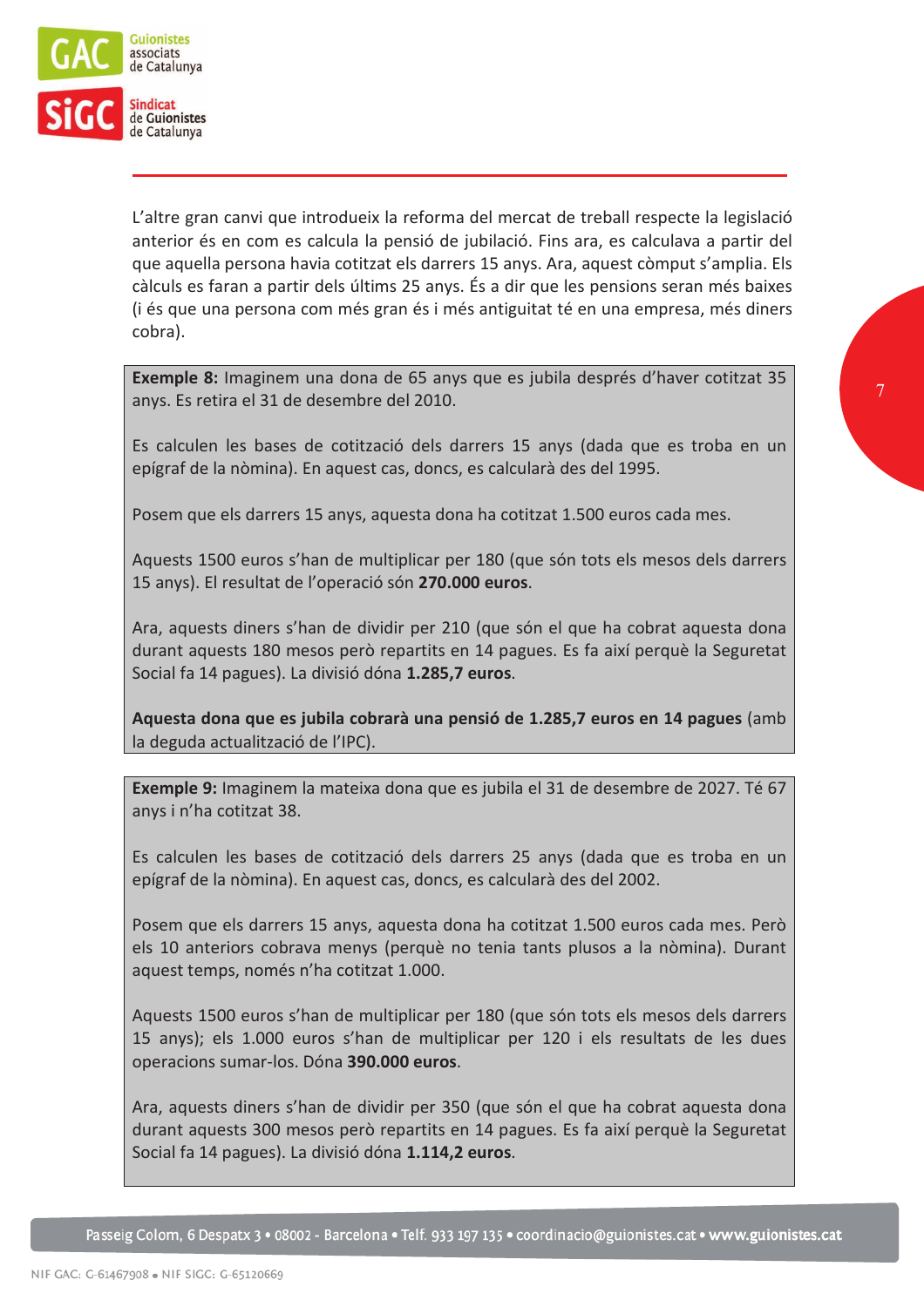L'altre gran canvi que introdueix la reforma del mercat de treball respecte la legislació anterior és en com es calcula la pensió de jubilació. Fins ara, es calculava a partir del que aquella persona havia cotitzat els darrers 15 anys. Ara, aquest còmput s'amplia. Els càlculs es faran a partir dels últims 25 anys. És a dir que les pensions seran més baixes (i és que una persona com més gran és i més antiguitat té en una empresa, més diners cobra).

**Exemple 8:** Imaginem una dona de 65 anys que es jubila després d'haver cotitzat 35 anys. Es retira el 31 de desembre del 2010.

Es calculen les bases de cotització dels darrers 15 anys (dada que es troba en un epígraf de la nòmina). En aquest cas, doncs, es calcularà des del 1995.

Posem que els darrers 15 anys, aquesta dona ha cotitzat 1.500 euros cada mes.

Aquests 1500 euros s'han de multiplicar per 180 (que són tots els mesos dels darrers 15 anys). El resultat de l'operació són **270.000 euros**.

Ara, aquests diners s'han de dividir per 210 (que són el que ha cobrat aquesta dona durant aquests 180 mesos però repartits en 14 pagues. Es fa així perquè la Seguretat Social fa 14 pagues). La divisió dóna **1.285,7 euros**.

**Aquesta dona que es jubila cobrarà una pensió de 1.285,7 euros en 14 pagues** (amb la deguda actualització de l'IPC).

**Exemple 9:** Imaginem la mateixa dona que es jubila el 31 de desembre de 2027. Té 67 anys i n'ha cotitzat 38.

Es calculen les bases de cotització dels darrers 25 anys (dada que es troba en un epígraf de la nòmina). En aquest cas, doncs, es calcularà des del 2002.

Posem que els darrers 15 anys, aquesta dona ha cotitzat 1.500 euros cada mes. Però els 10 anteriors cobrava menys (perquè no tenia tants plusos a la nòmina). Durant aquest temps, només n'ha cotitzat 1.000.

Aquests 1500 euros s'han de multiplicar per 180 (que són tots els mesos dels darrers 15 anys); els 1.000 euros s'han de multiplicar per 120 i els resultats de les dues operacions sumar-los. Dóna **390.000 euros**.

Ara, aquests diners s'han de dividir per 350 (que són el que ha cobrat aquesta dona durant aquests 300 mesos però repartits en 14 pagues. Es fa així perquè la Seguretat Social fa 14 pagues). La divisió dóna **1.114,2 euros**.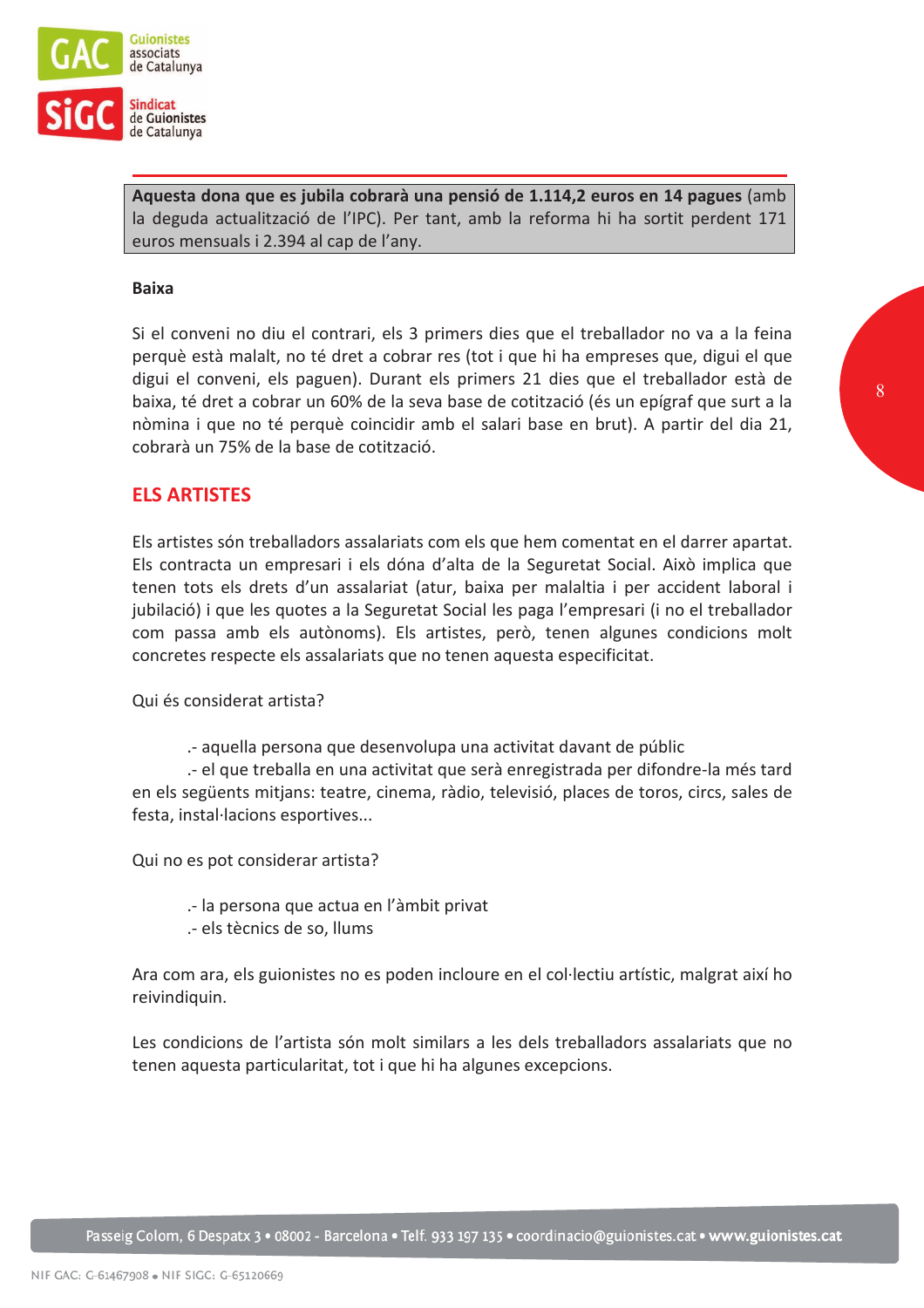**Aquesta dona que es jubila cobrarà una pensió de 1.114,2 euros en 14 pagues** (amb la deguda actualització de l'IPC). Per tant, amb la reforma hi ha sortit perdent 171 euros mensuals i 2.394 al cap de l'any.

**Baixa**

Si el conveni no diu el contrari, els 3 primers dies que el treballador no va a la feina perquè està malalt, no té dret a cobrar res (tot i que hi ha empreses que, digui el que digui el conveni, els paguen). Durant els primers 21 dies que el treballador està de baixa, té dret a cobrar un 60% de la seva base de cotització (és un epígraf que surt a la nòmina i que no té perquè coincidir amb el salari base en brut). A partir del dia 21, cobrarà un 75% de la base de cotització.

## ELS ARTISTES

Els artistes són treballadors assalariats com els que hem comentat en el darrer apartat. Els contracta un empresari i els dóna d'alta de la Seguretat Social. Això implica que tenen tots els drets d'un assalariat (atur, baixa per malaltia i per accident laboral i jubilació) i que les quotes a la Seguretat Social les paga l'empresari (i no el treballador com passa amb els autònoms). Els artistes, però, tenen algunes condicions molt concretes respecte els assalariats que no tenen aquesta especificitat.

Qui és considerat artista?

.- aquella persona que desenvolupa una activitat davant de públic
.- el que treballa en una activitat que serà enregistrada per difondre-la més tard en els següents mitjans: teatre, cinema, ràdio, televisió, places de toros, circs, sales de festa, instal·lacions esportives...

Qui no es pot considerar artista?

.- la persona que actua en l'àmbit privat
.- els tècnics de so, llums

Ara com ara, els guionistes no es poden incloure en el col·lectiu artístic, malgrat així ho reivindiquin.

Les condicions de l'artista són molt similars a les dels treballadors assalariats que no tenen aquesta particularitat, tot i que hi ha algunes excepcions.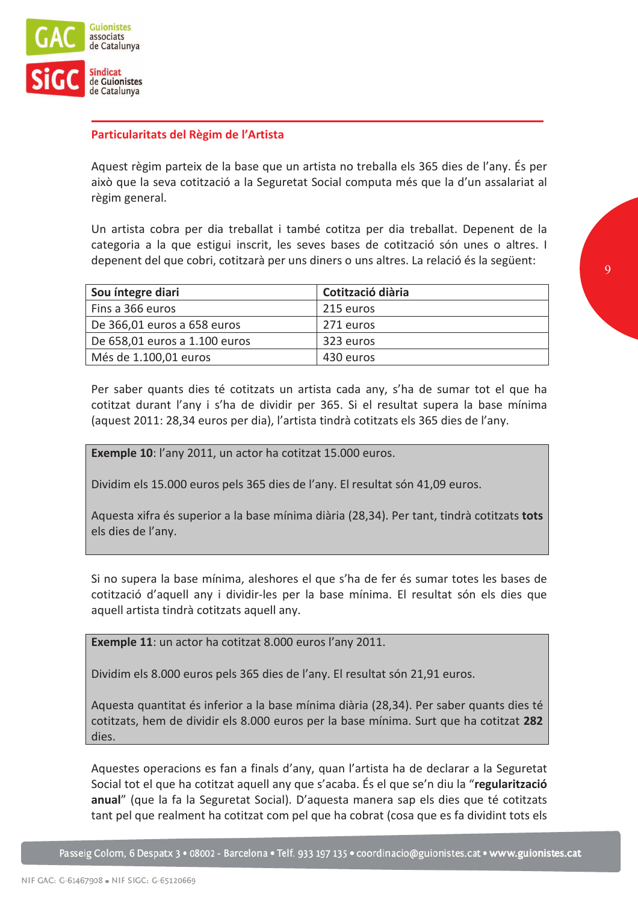## Particularitats del Règim de l'Artista

Aquest règim parteix de la base que un artista no treballa els 365 dies de l'any. És per això que la seva cotització a la Seguretat Social computa més que la d'un assalariat al règim general.

Un artista cobra per dia treballat i també cotitza per dia treballat. Depenent de la categoria a la que estigui inscrit, les seves bases de cotització són unes o altres. I depenent del que cobri, cotitzarà per uns diners o uns altres. La relació és la següent:

| Sou íntegre diari | Cotització diària |
|---|---|
| Fins a 366 euros | 215 euros |
| De 366,01 euros a 658 euros | 271 euros |
| De 658,01 euros a 1.100 euros | 323 euros |
| Més de 1.100,01 euros | 430 euros |

Per saber quants dies té cotitzats un artista cada any, s'ha de sumar tot el que ha cotitzat durant l'any i s'ha de dividir per 365. Si el resultat supera la base mínima (aquest 2011: 28,34 euros per dia), l'artista tindrà cotitzats els 365 dies de l'any.

> **Exemple 10**: l'any 2011, un actor ha cotitzat 15.000 euros.
>
> Dividim els 15.000 euros pels 365 dies de l'any. El resultat són 41,09 euros.
>
> Aquesta xifra és superior a la base mínima diària (28,34). Per tant, tindrà cotitzats **tots** els dies de l'any.

Si no supera la base mínima, aleshores el que s'ha de fer és sumar totes les bases de cotització d'aquell any i dividir-les per la base mínima. El resultat són els dies que aquell artista tindrà cotitzats aquell any.

> **Exemple 11**: un actor ha cotitzat 8.000 euros l'any 2011.
>
> Dividim els 8.000 euros pels 365 dies de l'any. El resultat són 21,91 euros.
>
> Aquesta quantitat és inferior a la base mínima diària (28,34). Per saber quants dies té cotitzats, hem de dividir els 8.000 euros per la base mínima. Surt que ha cotitzat **282** dies.

Aquestes operacions es fan a finals d'any, quan l'artista ha de declarar a la Seguretat Social tot el que ha cotitzat aquell any que s'acaba. És el que se'n diu la "**regularització anual**" (que la fa la Seguretat Social). D'aquesta manera sap els dies que té cotitzats tant pel que realment ha cotitzat com pel que ha cobrat (cosa que es fa dividint tots els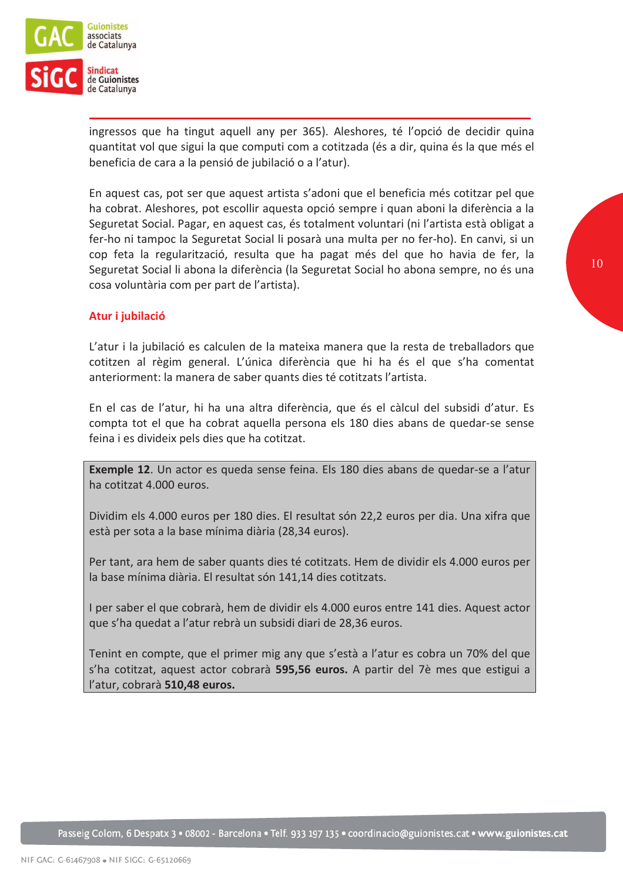ingressos que ha tingut aquell any per 365). Aleshores, té l'opció de decidir quina quantitat vol que sigui la que computi com a cotitzada (és a dir, quina és la que més el beneficia de cara a la pensió de jubilació o a l'atur).

En aquest cas, pot ser que aquest artista s'adoni que el beneficia més cotitzar pel que ha cobrat. Aleshores, pot escollir aquesta opció sempre i quan aboni la diferència a la Seguretat Social. Pagar, en aquest cas, és totalment voluntari (ni l'artista està obligat a fer-ho ni tampoc la Seguretat Social li posarà una multa per no fer-ho). En canvi, si un cop feta la regularització, resulta que ha pagat més del que ho havia de fer, la Seguretat Social li abona la diferència (la Seguretat Social ho abona sempre, no és una cosa voluntària com per part de l'artista).

## Atur i jubilació

L'atur i la jubilació es calculen de la mateixa manera que la resta de treballadors que cotitzen al règim general. L'única diferència que hi ha és el que s'ha comentat anteriorment: la manera de saber quants dies té cotitzats l'artista.

En el cas de l'atur, hi ha una altra diferència, que és el càlcul del subsidi d'atur. Es compta tot el que ha cobrat aquella persona els 180 dies abans de quedar-se sense feina i es divideix pels dies que ha cotitzat.

> **Exemple 12**. Un actor es queda sense feina. Els 180 dies abans de quedar-se a l'atur ha cotitzat 4.000 euros.
>
> Dividim els 4.000 euros per 180 dies. El resultat són 22,2 euros per dia. Una xifra que està per sota a la base mínima diària (28,34 euros).
>
> Per tant, ara hem de saber quants dies té cotitzats. Hem de dividir els 4.000 euros per la base mínima diària. El resultat són 141,14 dies cotitzats.
>
> I per saber el que cobrarà, hem de dividir els 4.000 euros entre 141 dies. Aquest actor que s'ha quedat a l'atur rebrà un subsidi diari de 28,36 euros.
>
> Tenint en compte, que el primer mig any que s'està a l'atur es cobra un 70% del que s'ha cotitzat, aquest actor cobrarà **595,56 euros.** A partir del 7è mes que estigui a l'atur, cobrarà **510,48 euros.**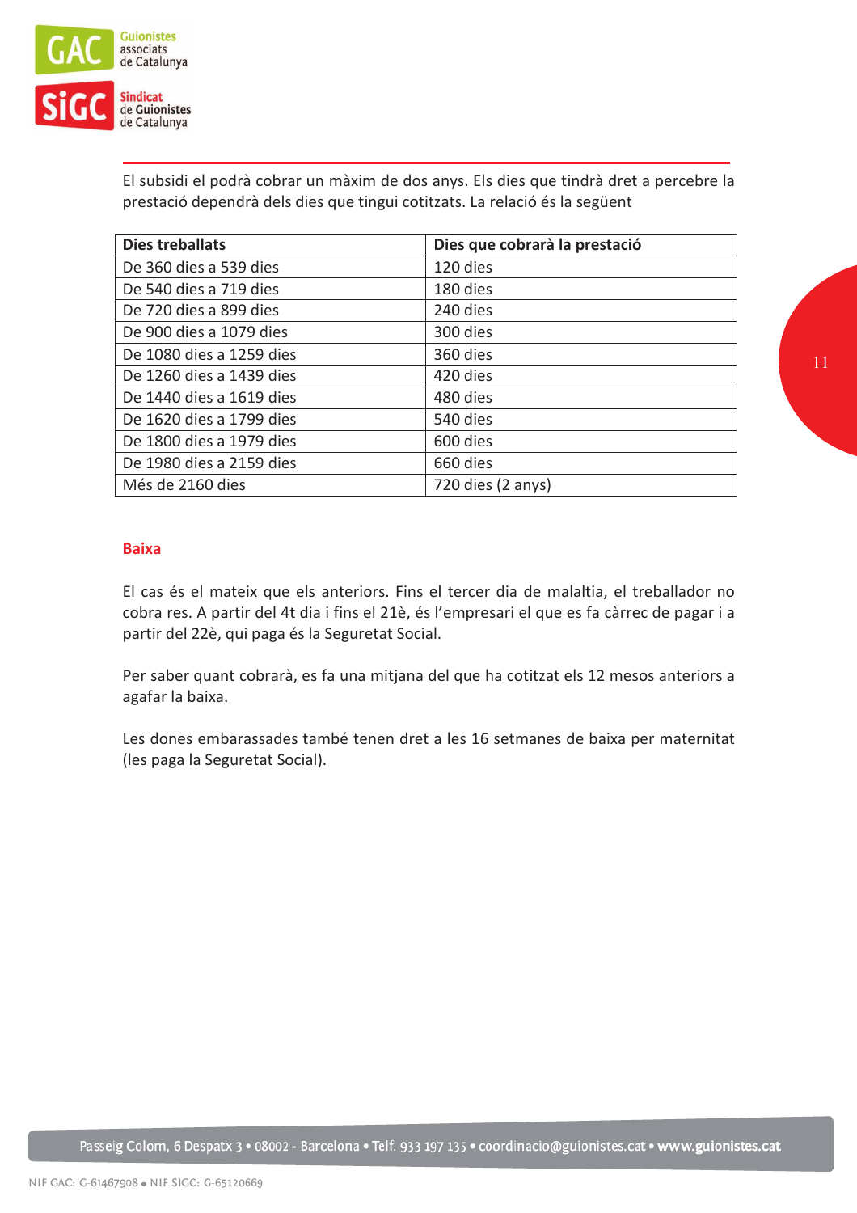El subsidi el podrà cobrar un màxim de dos anys. Els dies que tindrà dret a percebre la prestació dependrà dels dies que tingui cotitzats. La relació és la següent

| Dies treballats | Dies que cobrarà la prestació |
|---|---|
| De 360 dies a 539 dies | 120 dies |
| De 540 dies a 719 dies | 180 dies |
| De 720 dies a 899 dies | 240 dies |
| De 900 dies a 1079 dies | 300 dies |
| De 1080 dies a 1259 dies | 360 dies |
| De 1260 dies a 1439 dies | 420 dies |
| De 1440 dies a 1619 dies | 480 dies |
| De 1620 dies a 1799 dies | 540 dies |
| De 1800 dies a 1979 dies | 600 dies |
| De 1980 dies a 2159 dies | 660 dies |
| Més de 2160 dies | 720 dies (2 anys) |

## Baixa

El cas és el mateix que els anteriors. Fins el tercer dia de malaltia, el treballador no cobra res. A partir del 4t dia i fins el 21è, és l'empresari el que es fa càrrec de pagar i a partir del 22è, qui paga és la Seguretat Social.

Per saber quant cobrarà, es fa una mitjana del que ha cotitzat els 12 mesos anteriors a agafar la baixa.

Les dones embarassades també tenen dret a les 16 setmanes de baixa per maternitat (les paga la Seguretat Social).